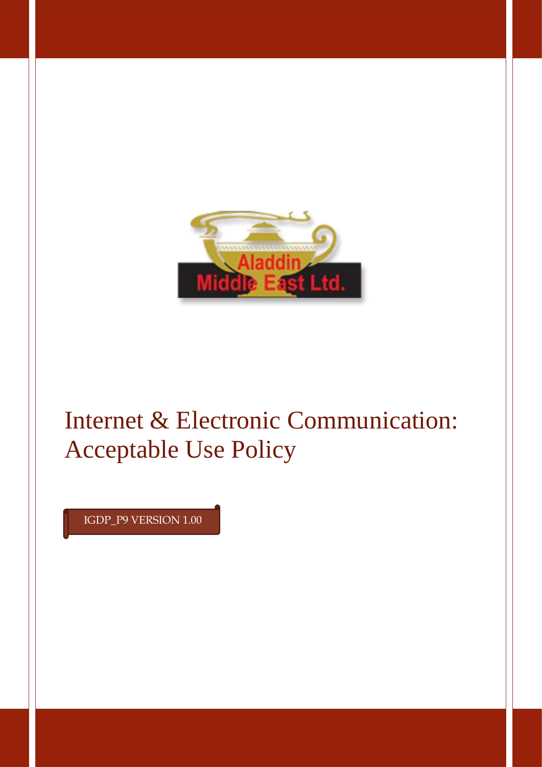Aladdin Middle East Ltd.

# Internet & Electronic Communication: Acceptable Use Policy

IGDP_P9 VERSION 1.00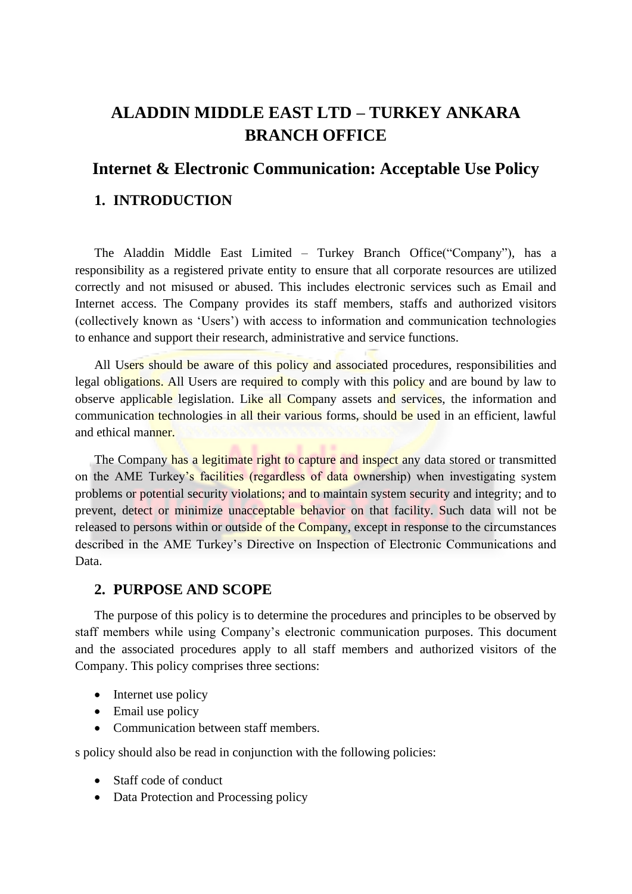# ALADDIN MIDDLE EAST LTD – TURKEY ANKARA BRANCH OFFICE

## Internet & Electronic Communication: Acceptable Use Policy

### 1. INTRODUCTION

The Aladdin Middle East Limited – Turkey Branch Office(“Company”), has a responsibility as a registered private entity to ensure that all corporate resources are utilized correctly and not misused or abused. This includes electronic services such as Email and Internet access. The Company provides its staff members, staffs and authorized visitors (collectively known as ‘Users’) with access to information and communication technologies to enhance and support their research, administrative and service functions.

All Users should be aware of this policy and associated procedures, responsibilities and legal obligations. All Users are required to comply with this policy and are bound by law to observe applicable legislation. Like all Company assets and services, the information and communication technologies in all their various forms, should be used in an efficient, lawful and ethical manner.

The Company has a legitimate right to capture and inspect any data stored or transmitted on the AME Turkey’s facilities (regardless of data ownership) when investigating system problems or potential security violations; and to maintain system security and integrity; and to prevent, detect or minimize unacceptable behavior on that facility. Such data will not be released to persons within or outside of the Company, except in response to the circumstances described in the AME Turkey’s Directive on Inspection of Electronic Communications and Data.

### 2. PURPOSE AND SCOPE

The purpose of this policy is to determine the procedures and principles to be observed by staff members while using Company’s electronic communication purposes. This document and the associated procedures apply to all staff members and authorized visitors of the Company. This policy comprises three sections:

- Internet use policy
- Email use policy
- Communication between staff members.

s policy should also be read in conjunction with the following policies:

- Staff code of conduct
- Data Protection and Processing policy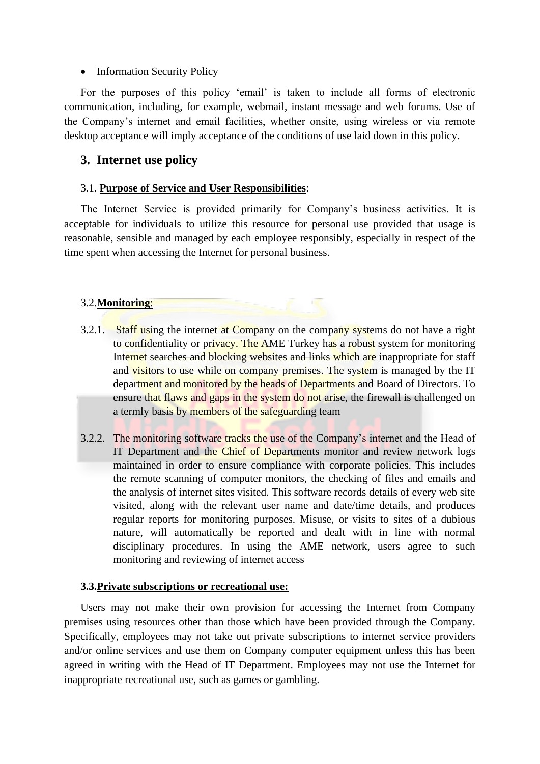- Information Security Policy

For the purposes of this policy 'email' is taken to include all forms of electronic communication, including, for example, webmail, instant message and web forums. Use of the Company's internet and email facilities, whether onsite, using wireless or via remote desktop acceptance will imply acceptance of the conditions of use laid down in this policy.

## 3. Internet use policy

3.1. **<u>Purpose of Service and User Responsibilities</u>**:

The Internet Service is provided primarily for Company's business activities. It is acceptable for individuals to utilize this resource for personal use provided that usage is reasonable, sensible and managed by each employee responsibly, especially in respect of the time spent when accessing the Internet for personal business.

3.2.**<u>Monitoring</u>**:

3.2.1. Staff using the internet at Company on the company systems do not have a right to confidentiality or privacy. The AME Turkey has a robust system for monitoring Internet searches and blocking websites and links which are inappropriate for staff and visitors to use while on company premises. The system is managed by the IT department and monitored by the heads of Departments and Board of Directors. To ensure that flaws and gaps in the system do not arise, the firewall is challenged on a termly basis by members of the safeguarding team

3.2.2. The monitoring software tracks the use of the Company's internet and the Head of IT Department and the Chief of Departments monitor and review network logs maintained in order to ensure compliance with corporate policies. This includes the remote scanning of computer monitors, the checking of files and emails and the analysis of internet sites visited. This software records details of every web site visited, along with the relevant user name and date/time details, and produces regular reports for monitoring purposes. Misuse, or visits to sites of a dubious nature, will automatically be reported and dealt with in line with normal disciplinary procedures. In using the AME network, users agree to such monitoring and reviewing of internet access

**3.3.<u>Private subscriptions or recreational use:</u>**

Users may not make their own provision for accessing the Internet from Company premises using resources other than those which have been provided through the Company. Specifically, employees may not take out private subscriptions to internet service providers and/or online services and use them on Company computer equipment unless this has been agreed in writing with the Head of IT Department. Employees may not use the Internet for inappropriate recreational use, such as games or gambling.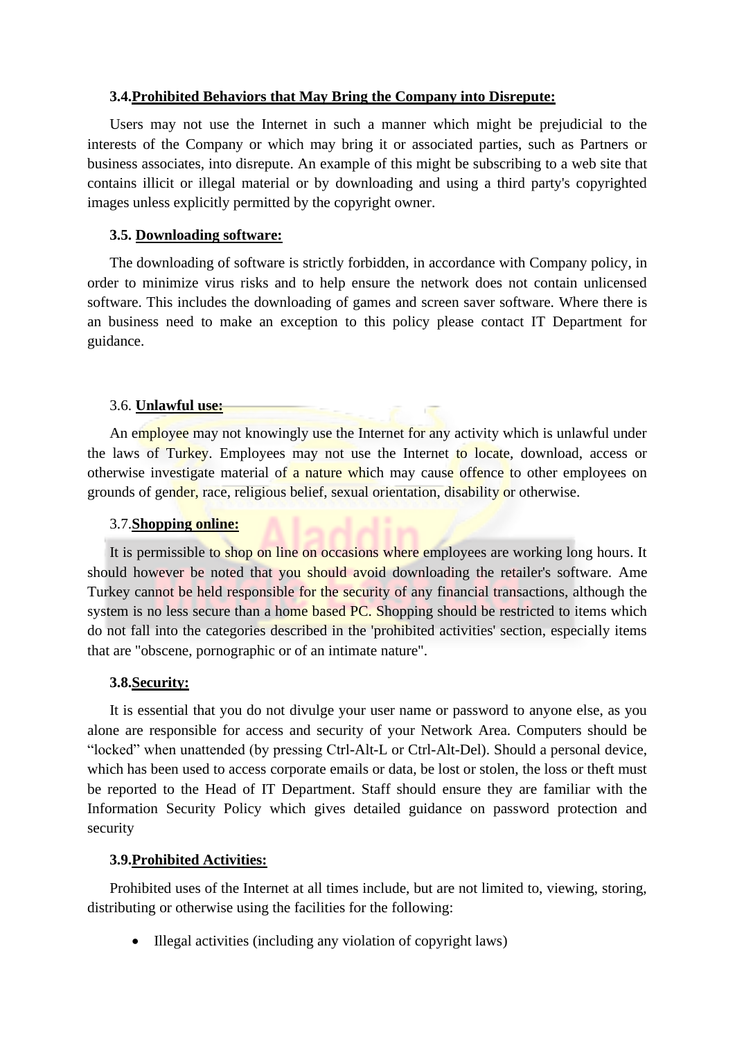### 3.4. Prohibited Behaviors that May Bring the Company into Disrepute:

Users may not use the Internet in such a manner which might be prejudicial to the interests of the Company or which may bring it or associated parties, such as Partners or business associates, into disrepute. An example of this might be subscribing to a web site that contains illicit or illegal material or by downloading and using a third party's copyrighted images unless explicitly permitted by the copyright owner.

### 3.5. Downloading software:

The downloading of software is strictly forbidden, in accordance with Company policy, in order to minimize virus risks and to help ensure the network does not contain unlicensed software. This includes the downloading of games and screen saver software. Where there is an business need to make an exception to this policy please contact IT Department for guidance.

### 3.6. Unlawful use:

An employee may not knowingly use the Internet for any activity which is unlawful under the laws of Turkey. Employees may not use the Internet to locate, download, access or otherwise investigate material of a nature which may cause offence to other employees on grounds of gender, race, religious belief, sexual orientation, disability or otherwise.

### 3.7. Shopping online:

It is permissible to shop on line on occasions where employees are working long hours. It should however be noted that you should avoid downloading the retailer's software. Ame Turkey cannot be held responsible for the security of any financial transactions, although the system is no less secure than a home based PC. Shopping should be restricted to items which do not fall into the categories described in the 'prohibited activities' section, especially items that are "obscene, pornographic or of an intimate nature".

### 3.8. Security:

It is essential that you do not divulge your user name or password to anyone else, as you alone are responsible for access and security of your Network Area. Computers should be "locked" when unattended (by pressing Ctrl-Alt-L or Ctrl-Alt-Del). Should a personal device, which has been used to access corporate emails or data, be lost or stolen, the loss or theft must be reported to the Head of IT Department. Staff should ensure they are familiar with the Information Security Policy which gives detailed guidance on password protection and security

### 3.9. Prohibited Activities:

Prohibited uses of the Internet at all times include, but are not limited to, viewing, storing, distributing or otherwise using the facilities for the following:

- Illegal activities (including any violation of copyright laws)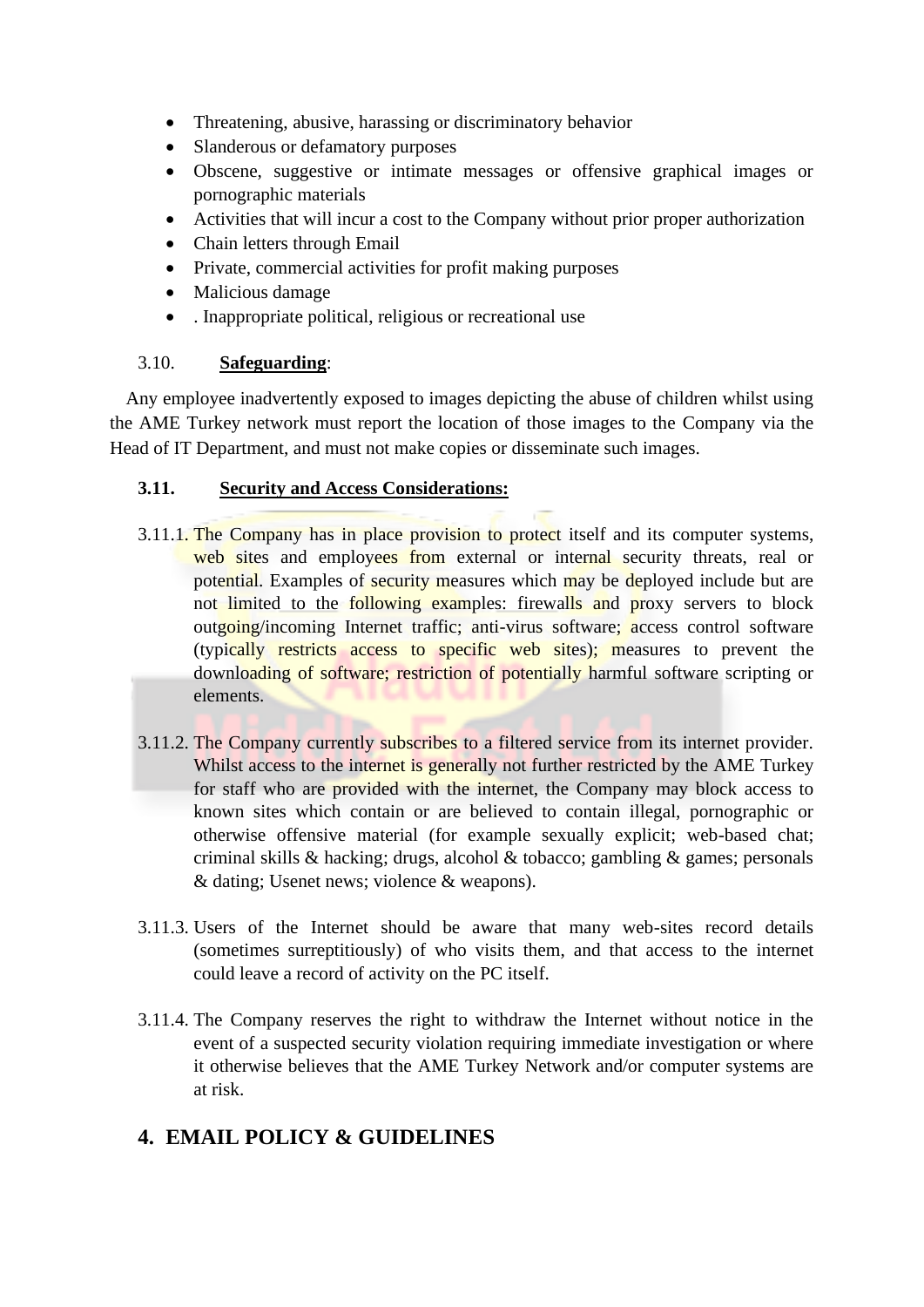- Threatening, abusive, harassing or discriminatory behavior
- Slanderous or defamatory purposes
- Obscene, suggestive or intimate messages or offensive graphical images or pornographic materials
- Activities that will incur a cost to the Company without prior proper authorization
- Chain letters through Email
- Private, commercial activities for profit making purposes
- Malicious damage
- . Inappropriate political, religious or recreational use

3.10. **Safeguarding**:

Any employee inadvertently exposed to images depicting the abuse of children whilst using the AME Turkey network must report the location of those images to the Company via the Head of IT Department, and must not make copies or disseminate such images.

**3.11. Security and Access Considerations:**

3.11.1. The Company has in place provision to protect itself and its computer systems, web sites and employees from external or internal security threats, real or potential. Examples of security measures which may be deployed include but are not limited to the following examples: firewalls and proxy servers to block outgoing/incoming Internet traffic; anti-virus software; access control software (typically restricts access to specific web sites); measures to prevent the downloading of software; restriction of potentially harmful software scripting or elements.

3.11.2. The Company currently subscribes to a filtered service from its internet provider. Whilst access to the internet is generally not further restricted by the AME Turkey for staff who are provided with the internet, the Company may block access to known sites which contain or are believed to contain illegal, pornographic or otherwise offensive material (for example sexually explicit; web-based chat; criminal skills & hacking; drugs, alcohol & tobacco; gambling & games; personals & dating; Usenet news; violence & weapons).

3.11.3. Users of the Internet should be aware that many web-sites record details (sometimes surreptitiously) of who visits them, and that access to the internet could leave a record of activity on the PC itself.

3.11.4. The Company reserves the right to withdraw the Internet without notice in the event of a suspected security violation requiring immediate investigation or where it otherwise believes that the AME Turkey Network and/or computer systems are at risk.

## 4. EMAIL POLICY & GUIDELINES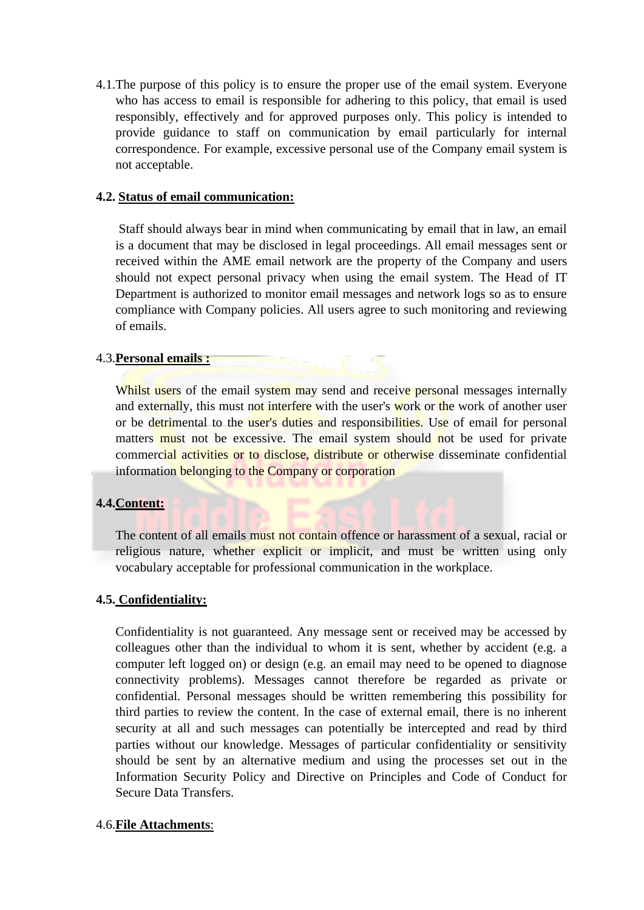4.1. The purpose of this policy is to ensure the proper use of the email system. Everyone who has access to email is responsible for adhering to this policy, that email is used responsibly, effectively and for approved purposes only. This policy is intended to provide guidance to staff on communication by email particularly for internal correspondence. For example, excessive personal use of the Company email system is not acceptable.

**4.2. Status of email communication:**

Staff should always bear in mind when communicating by email that in law, an email is a document that may be disclosed in legal proceedings. All email messages sent or received within the AME email network are the property of the Company and users should not expect personal privacy when using the email system. The Head of IT Department is authorized to monitor email messages and network logs so as to ensure compliance with Company policies. All users agree to such monitoring and reviewing of emails.

4.3. **Personal emails :**

Whilst users of the email system may send and receive personal messages internally and externally, this must not interfere with the user's work or the work of another user or be detrimental to the user's duties and responsibilities. Use of email for personal matters must not be excessive. The email system should not be used for private commercial activities or to disclose, distribute or otherwise disseminate confidential information belonging to the Company or corporation

**4.4. Content:**

The content of all emails must not contain offence or harassment of a sexual, racial or religious nature, whether explicit or implicit, and must be written using only vocabulary acceptable for professional communication in the workplace.

**4.5. Confidentiality:**

Confidentiality is not guaranteed. Any message sent or received may be accessed by colleagues other than the individual to whom it is sent, whether by accident (e.g. a computer left logged on) or design (e.g. an email may need to be opened to diagnose connectivity problems). Messages cannot therefore be regarded as private or confidential. Personal messages should be written remembering this possibility for third parties to review the content. In the case of external email, there is no inherent security at all and such messages can potentially be intercepted and read by third parties without our knowledge. Messages of particular confidentiality or sensitivity should be sent by an alternative medium and using the processes set out in the Information Security Policy and Directive on Principles and Code of Conduct for Secure Data Transfers.

4.6. **File Attachments**: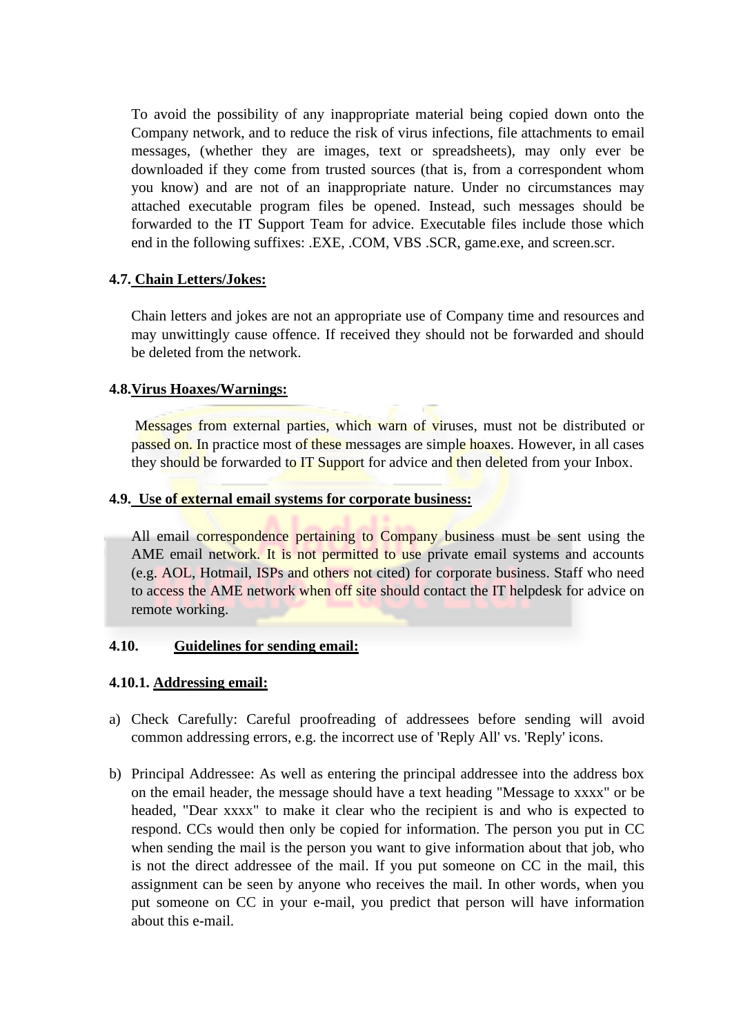To avoid the possibility of any inappropriate material being copied down onto the Company network, and to reduce the risk of virus infections, file attachments to email messages, (whether they are images, text or spreadsheets), may only ever be downloaded if they come from trusted sources (that is, from a correspondent whom you know) and are not of an inappropriate nature. Under no circumstances may attached executable program files be opened. Instead, such messages should be forwarded to the IT Support Team for advice. Executable files include those which end in the following suffixes: .EXE, .COM, VBS .SCR, game.exe, and screen.scr.

**4.7. <u>Chain Letters/Jokes:</u>**

Chain letters and jokes are not an appropriate use of Company time and resources and may unwittingly cause offence. If received they should not be forwarded and should be deleted from the network.

**4.8.<u>Virus Hoaxes/Warnings:</u>**

Messages from external parties, which warn of viruses, must not be distributed or passed on. In practice most of these messages are simple hoaxes. However, in all cases they should be forwarded to IT Support for advice and then deleted from your Inbox.

**4.9. <u>Use of external email systems for corporate business:</u>**

All email correspondence pertaining to Company business must be sent using the AME email network. It is not permitted to use private email systems and accounts (e.g. AOL, Hotmail, ISPs and others not cited) for corporate business. Staff who need to access the AME network when off site should contact the IT helpdesk for advice on remote working.

**4.10. <u>Guidelines for sending email:</u>**

**4.10.1. <u>Addressing email:</u>**

a) Check Carefully: Careful proofreading of addressees before sending will avoid common addressing errors, e.g. the incorrect use of 'Reply All' vs. 'Reply' icons.

b) Principal Addressee: As well as entering the principal addressee into the address box on the email header, the message should have a text heading "Message to xxxx" or be headed, "Dear xxxx" to make it clear who the recipient is and who is expected to respond. CCs would then only be copied for information. The person you put in CC when sending the mail is the person you want to give information about that job, who is not the direct addressee of the mail. If you put someone on CC in the mail, this assignment can be seen by anyone who receives the mail. In other words, when you put someone on CC in your e-mail, you predict that person will have information about this e-mail.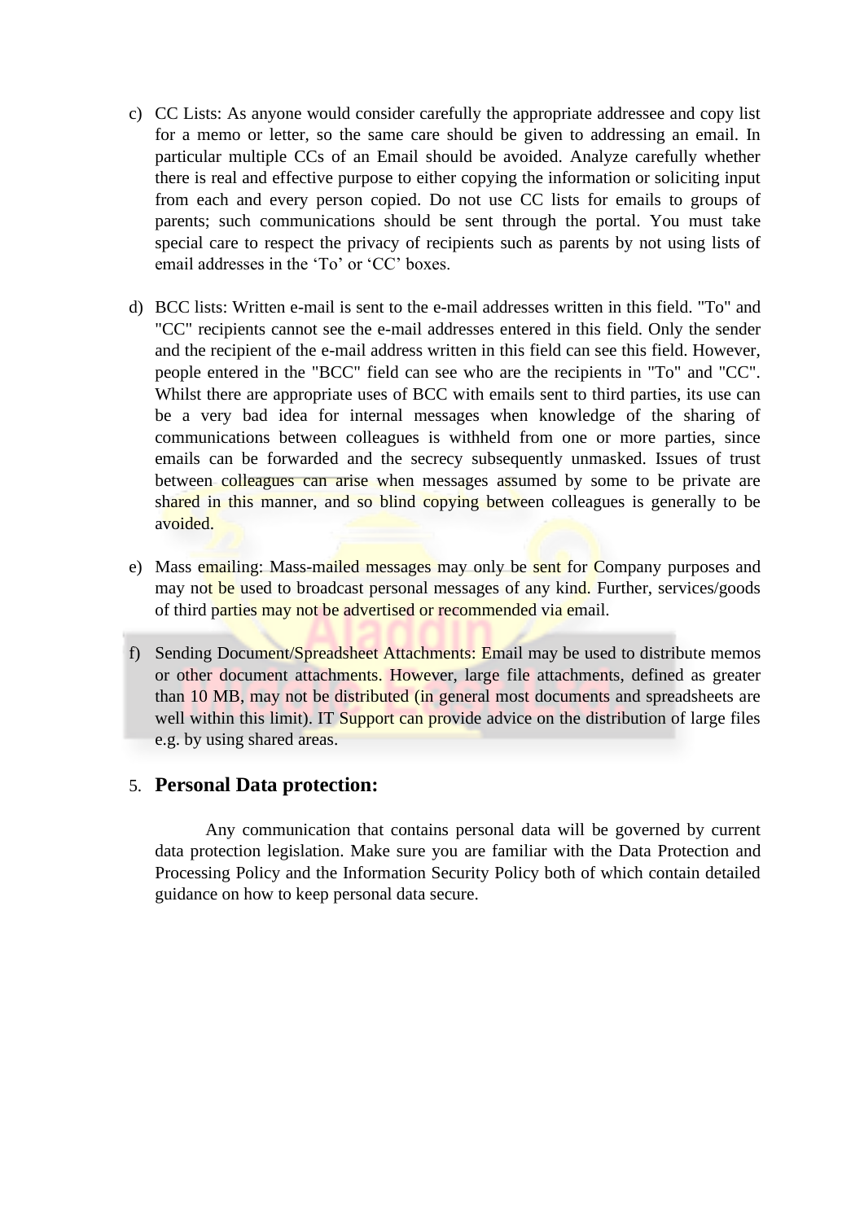c) CC Lists: As anyone would consider carefully the appropriate addressee and copy list for a memo or letter, so the same care should be given to addressing an email. In particular multiple CCs of an Email should be avoided. Analyze carefully whether there is real and effective purpose to either copying the information or soliciting input from each and every person copied. Do not use CC lists for emails to groups of parents; such communications should be sent through the portal. You must take special care to respect the privacy of recipients such as parents by not using lists of email addresses in the 'To' or 'CC' boxes.

d) BCC lists: Written e-mail is sent to the e-mail addresses written in this field. "To" and "CC" recipients cannot see the e-mail addresses entered in this field. Only the sender and the recipient of the e-mail address written in this field can see this field. However, people entered in the "BCC" field can see who are the recipients in "To" and "CC". Whilst there are appropriate uses of BCC with emails sent to third parties, its use can be a very bad idea for internal messages when knowledge of the sharing of communications between colleagues is withheld from one or more parties, since emails can be forwarded and the secrecy subsequently unmasked. Issues of trust between colleagues can arise when messages assumed by some to be private are shared in this manner, and so blind copying between colleagues is generally to be avoided.

e) Mass emailing: Mass-mailed messages may only be sent for Company purposes and may not be used to broadcast personal messages of any kind. Further, services/goods of third parties may not be advertised or recommended via email.

f) Sending Document/Spreadsheet Attachments: Email may be used to distribute memos or other document attachments. However, large file attachments, defined as greater than 10 MB, may not be distributed (in general most documents and spreadsheets are well within this limit). IT Support can provide advice on the distribution of large files e.g. by using shared areas.

## 5. Personal Data protection:

Any communication that contains personal data will be governed by current data protection legislation. Make sure you are familiar with the Data Protection and Processing Policy and the Information Security Policy both of which contain detailed guidance on how to keep personal data secure.